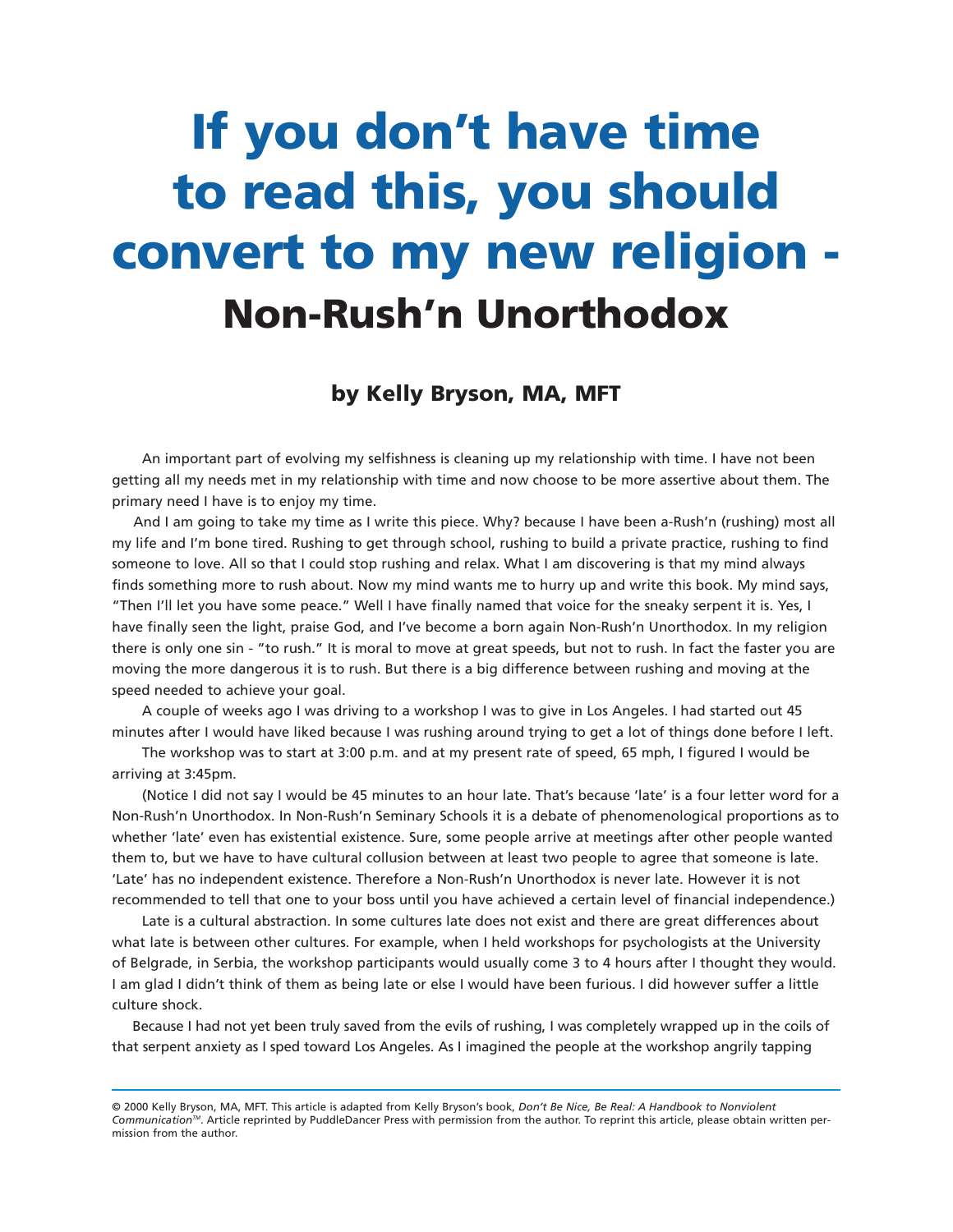# If you don't have time to read this, you should convert to my new religion - Non-Rush'n Unorthodox

### by Kelly Bryson, MA, MFT

An important part of evolving my selfishness is cleaning up my relationship with time. I have not been getting all my needs met in my relationship with time and now choose to be more assertive about them. The primary need I have is to enjoy my time.

And I am going to take my time as I write this piece. Why? because I have been a-Rush'n (rushing) most all my life and I'm bone tired. Rushing to get through school, rushing to build a private practice, rushing to find someone to love. All so that I could stop rushing and relax. What I am discovering is that my mind always finds something more to rush about. Now my mind wants me to hurry up and write this book. My mind says, "Then I'll let you have some peace." Well I have finally named that voice for the sneaky serpent it is. Yes, I have finally seen the light, praise God, and I've become a born again Non-Rush'n Unorthodox. In my religion there is only one sin - "to rush." It is moral to move at great speeds, but not to rush. In fact the faster you are moving the more dangerous it is to rush. But there is a big difference between rushing and moving at the speed needed to achieve your goal.

A couple of weeks ago I was driving to a workshop I was to give in Los Angeles. I had started out 45 minutes after I would have liked because I was rushing around trying to get a lot of things done before I left.

The workshop was to start at 3:00 p.m. and at my present rate of speed, 65 mph, I figured I would be arriving at 3:45pm.

(Notice I did not say I would be 45 minutes to an hour late. That's because 'late' is a four letter word for a Non-Rush'n Unorthodox. In Non-Rush'n Seminary Schools it is a debate of phenomenological proportions as to whether 'late' even has existential existence. Sure, some people arrive at meetings after other people wanted them to, but we have to have cultural collusion between at least two people to agree that someone is late. 'Late' has no independent existence. Therefore a Non-Rush'n Unorthodox is never late. However it is not recommended to tell that one to your boss until you have achieved a certain level of financial independence.)

Late is a cultural abstraction. In some cultures late does not exist and there are great differences about what late is between other cultures. For example, when I held workshops for psychologists at the University of Belgrade, in Serbia, the workshop participants would usually come 3 to 4 hours after I thought they would. I am glad I didn't think of them as being late or else I would have been furious. I did however suffer a little culture shock.

Because I had not yet been truly saved from the evils of rushing, I was completely wrapped up in the coils of that serpent anxiety as I sped toward Los Angeles. As I imagined the people at the workshop angrily tapping

---

© 2000 Kelly Bryson, MA, MFT. This article is adapted from Kelly Bryson's book, *Don't Be Nice, Be Real: A Handbook to Nonviolent Communication™*. Article reprinted by PuddleDancer Press with permission from the author. To reprint this article, please obtain written permission from the author.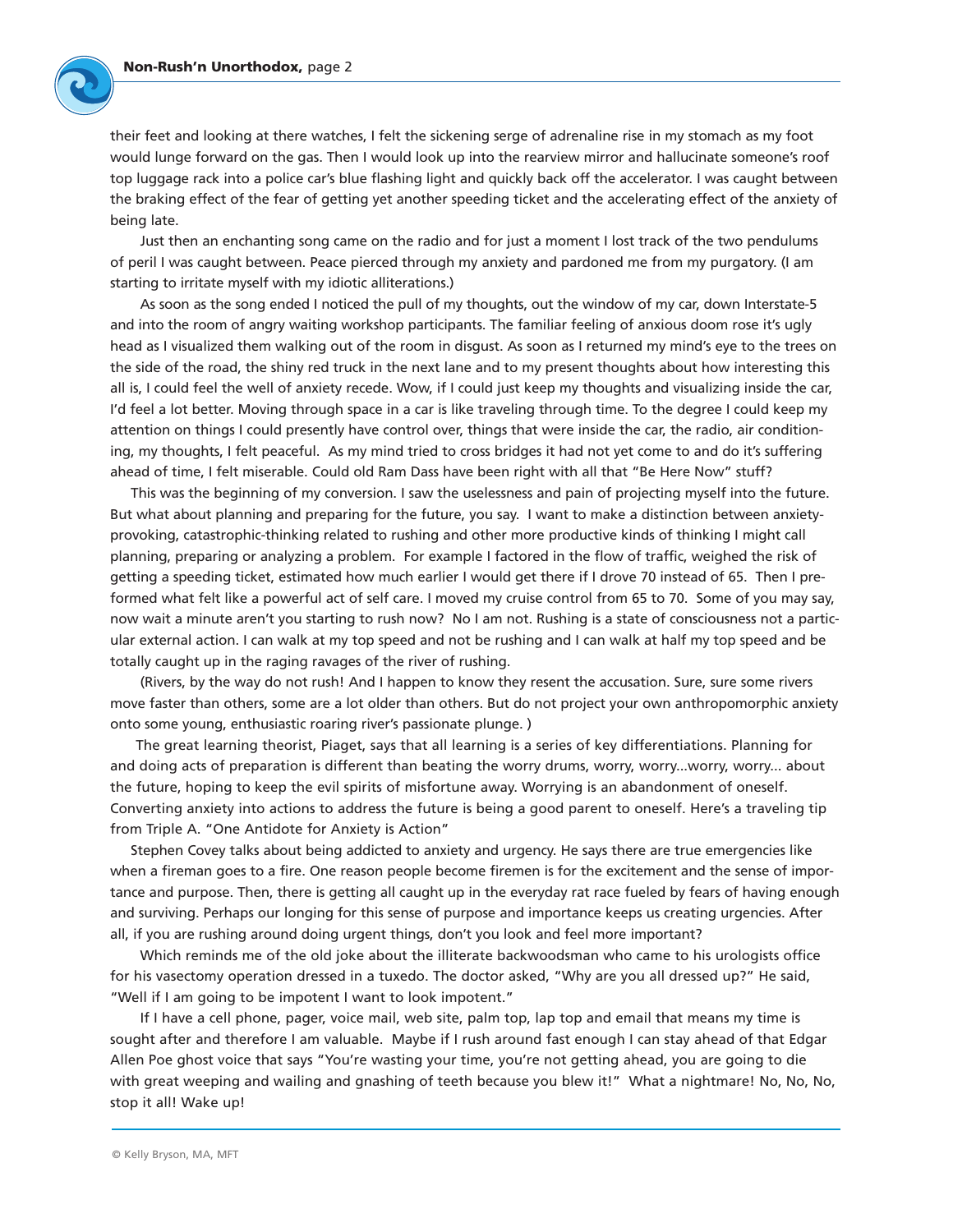their feet and looking at there watches, I felt the sickening serge of adrenaline rise in my stomach as my foot would lunge forward on the gas. Then I would look up into the rearview mirror and hallucinate someone's roof top luggage rack into a police car's blue flashing light and quickly back off the accelerator. I was caught between the braking effect of the fear of getting yet another speeding ticket and the accelerating effect of the anxiety of being late.

Just then an enchanting song came on the radio and for just a moment I lost track of the two pendulums of peril I was caught between. Peace pierced through my anxiety and pardoned me from my purgatory. (I am starting to irritate myself with my idiotic alliterations.)

As soon as the song ended I noticed the pull of my thoughts, out the window of my car, down Interstate-5 and into the room of angry waiting workshop participants. The familiar feeling of anxious doom rose it's ugly head as I visualized them walking out of the room in disgust. As soon as I returned my mind's eye to the trees on the side of the road, the shiny red truck in the next lane and to my present thoughts about how interesting this all is, I could feel the well of anxiety recede. Wow, if I could just keep my thoughts and visualizing inside the car, I'd feel a lot better. Moving through space in a car is like traveling through time. To the degree I could keep my attention on things I could presently have control over, things that were inside the car, the radio, air conditioning, my thoughts, I felt peaceful. As my mind tried to cross bridges it had not yet come to and do it's suffering ahead of time, I felt miserable. Could old Ram Dass have been right with all that "Be Here Now" stuff?

This was the beginning of my conversion. I saw the uselessness and pain of projecting myself into the future. But what about planning and preparing for the future, you say. I want to make a distinction between anxiety-provoking, catastrophic-thinking related to rushing and other more productive kinds of thinking I might call planning, preparing or analyzing a problem. For example I factored in the flow of traffic, weighed the risk of getting a speeding ticket, estimated how much earlier I would get there if I drove 70 instead of 65. Then I preformed what felt like a powerful act of self care. I moved my cruise control from 65 to 70. Some of you may say, now wait a minute aren't you starting to rush now? No I am not. Rushing is a state of consciousness not a particular external action. I can walk at my top speed and not be rushing and I can walk at half my top speed and be totally caught up in the raging ravages of the river of rushing.

(Rivers, by the way do not rush! And I happen to know they resent the accusation. Sure, sure some rivers move faster than others, some are a lot older than others. But do not project your own anthropomorphic anxiety onto some young, enthusiastic roaring river's passionate plunge. )

The great learning theorist, Piaget, says that all learning is a series of key differentiations. Planning for and doing acts of preparation is different than beating the worry drums, worry, worry...worry, worry... about the future, hoping to keep the evil spirits of misfortune away. Worrying is an abandonment of oneself. Converting anxiety into actions to address the future is being a good parent to oneself. Here's a traveling tip from Triple A. "One Antidote for Anxiety is Action"

Stephen Covey talks about being addicted to anxiety and urgency. He says there are true emergencies like when a fireman goes to a fire. One reason people become firemen is for the excitement and the sense of importance and purpose. Then, there is getting all caught up in the everyday rat race fueled by fears of having enough and surviving. Perhaps our longing for this sense of purpose and importance keeps us creating urgencies. After all, if you are rushing around doing urgent things, don't you look and feel more important?

Which reminds me of the old joke about the illiterate backwoodsman who came to his urologists office for his vasectomy operation dressed in a tuxedo. The doctor asked, "Why are you all dressed up?" He said, "Well if I am going to be impotent I want to look impotent."

If I have a cell phone, pager, voice mail, web site, palm top, lap top and email that means my time is sought after and therefore I am valuable. Maybe if I rush around fast enough I can stay ahead of that Edgar Allen Poe ghost voice that says "You're wasting your time, you're not getting ahead, you are going to die with great weeping and wailing and gnashing of teeth because you blew it!" What a nightmare! No, No, No, stop it all! Wake up!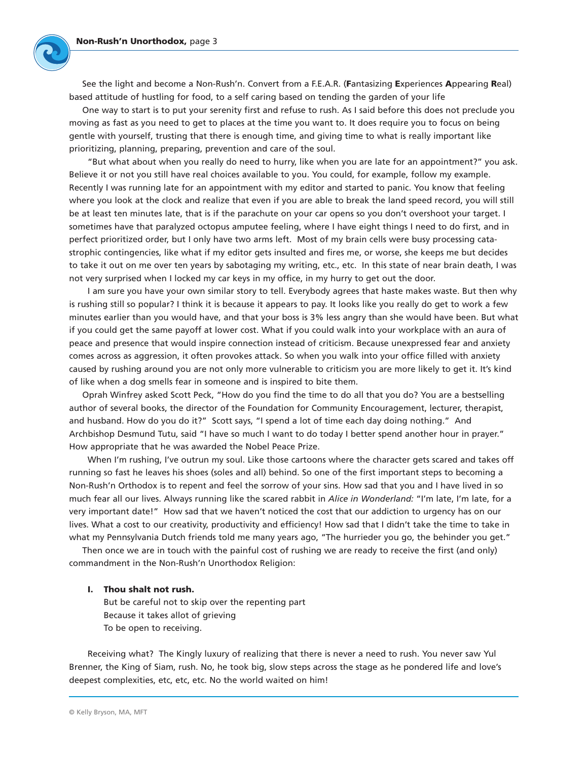See the light and become a Non-Rush'n. Convert from a F.E.A.R. (**F**antasizing **E**xperiences **A**ppearing **R**eal) based attitude of hustling for food, to a self caring based on tending the garden of your life

One way to start is to put your serenity first and refuse to rush. As I said before this does not preclude you moving as fast as you need to get to places at the time you want to. It does require you to focus on being gentle with yourself, trusting that there is enough time, and giving time to what is really important like prioritizing, planning, preparing, prevention and care of the soul.

"But what about when you really do need to hurry, like when you are late for an appointment?" you ask. Believe it or not you still have real choices available to you. You could, for example, follow my example. Recently I was running late for an appointment with my editor and started to panic. You know that feeling where you look at the clock and realize that even if you are able to break the land speed record, you will still be at least ten minutes late, that is if the parachute on your car opens so you don't overshoot your target. I sometimes have that paralyzed octopus amputee feeling, where I have eight things I need to do first, and in perfect prioritized order, but I only have two arms left. Most of my brain cells were busy processing catastrophic contingencies, like what if my editor gets insulted and fires me, or worse, she keeps me but decides to take it out on me over ten years by sabotaging my writing, etc., etc. In this state of near brain death, I was not very surprised when I locked my car keys in my office, in my hurry to get out the door.

I am sure you have your own similar story to tell. Everybody agrees that haste makes waste. But then why is rushing still so popular? I think it is because it appears to pay. It looks like you really do get to work a few minutes earlier than you would have, and that your boss is 3% less angry than she would have been. But what if you could get the same payoff at lower cost. What if you could walk into your workplace with an aura of peace and presence that would inspire connection instead of criticism. Because unexpressed fear and anxiety comes across as aggression, it often provokes attack. So when you walk into your office filled with anxiety caused by rushing around you are not only more vulnerable to criticism you are more likely to get it. It's kind of like when a dog smells fear in someone and is inspired to bite them.

Oprah Winfrey asked Scott Peck, "How do you find the time to do all that you do? You are a bestselling author of several books, the director of the Foundation for Community Encouragement, lecturer, therapist, and husband. How do you do it?" Scott says, "I spend a lot of time each day doing nothing." And Archbishop Desmund Tutu, said "I have so much I want to do today I better spend another hour in prayer." How appropriate that he was awarded the Nobel Peace Prize.

When I'm rushing, I've outrun my soul. Like those cartoons where the character gets scared and takes off running so fast he leaves his shoes (soles and all) behind. So one of the first important steps to becoming a Non-Rush'n Orthodox is to repent and feel the sorrow of your sins. How sad that you and I have lived in so much fear all our lives. Always running like the scared rabbit in *Alice in Wonderland:* "I'm late, I'm late, for a very important date!" How sad that we haven't noticed the cost that our addiction to urgency has on our lives. What a cost to our creativity, productivity and efficiency! How sad that I didn't take the time to take in what my Pennsylvania Dutch friends told me many years ago, "The hurrieder you go, the behinder you get."

Then once we are in touch with the painful cost of rushing we are ready to receive the first (and only) commandment in the Non-Rush'n Unorthodox Religion:

**I. Thou shalt not rush.**
But be careful not to skip over the repenting part
Because it takes allot of grieving
To be open to receiving.

Receiving what? The Kingly luxury of realizing that there is never a need to rush. You never saw Yul Brenner, the King of Siam, rush. No, he took big, slow steps across the stage as he pondered life and love's deepest complexities, etc, etc, etc. No the world waited on him!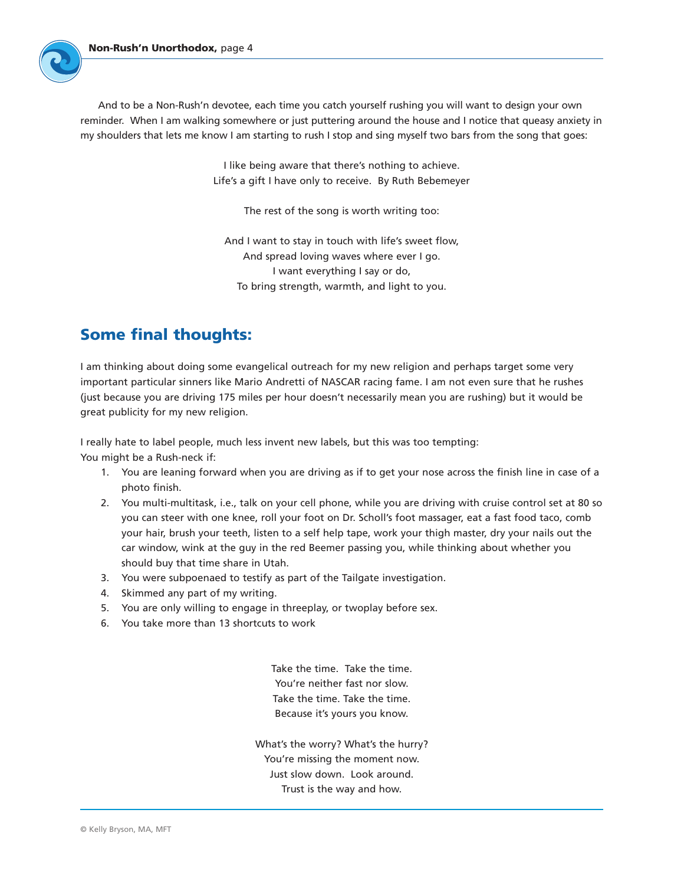And to be a Non-Rush'n devotee, each time you catch yourself rushing you will want to design your own reminder. When I am walking somewhere or just puttering around the house and I notice that queasy anxiety in my shoulders that lets me know I am starting to rush I stop and sing myself two bars from the song that goes:

I like being aware that there's nothing to achieve.
Life's a gift I have only to receive. By Ruth Bebemeyer

The rest of the song is worth writing too:

And I want to stay in touch with life's sweet flow,
And spread loving waves where ever I go.
I want everything I say or do,
To bring strength, warmth, and light to you.

## Some final thoughts:

I am thinking about doing some evangelical outreach for my new religion and perhaps target some very important particular sinners like Mario Andretti of NASCAR racing fame. I am not even sure that he rushes (just because you are driving 175 miles per hour doesn't necessarily mean you are rushing) but it would be great publicity for my new religion.

I really hate to label people, much less invent new labels, but this was too tempting:
You might be a Rush-neck if:

1. You are leaning forward when you are driving as if to get your nose across the finish line in case of a photo finish.
2. You multi-multitask, i.e., talk on your cell phone, while you are driving with cruise control set at 80 so you can steer with one knee, roll your foot on Dr. Scholl's foot massager, eat a fast food taco, comb your hair, brush your teeth, listen to a self help tape, work your thigh master, dry your nails out the car window, wink at the guy in the red Beemer passing you, while thinking about whether you should buy that time share in Utah.
3. You were subpoenaed to testify as part of the Tailgate investigation.
4. Skimmed any part of my writing.
5. You are only willing to engage in threeplay, or twoplay before sex.
6. You take more than 13 shortcuts to work

Take the time. Take the time.
You're neither fast nor slow.
Take the time. Take the time.
Because it's yours you know.

What's the worry? What's the hurry?
You're missing the moment now.
Just slow down. Look around.
Trust is the way and how.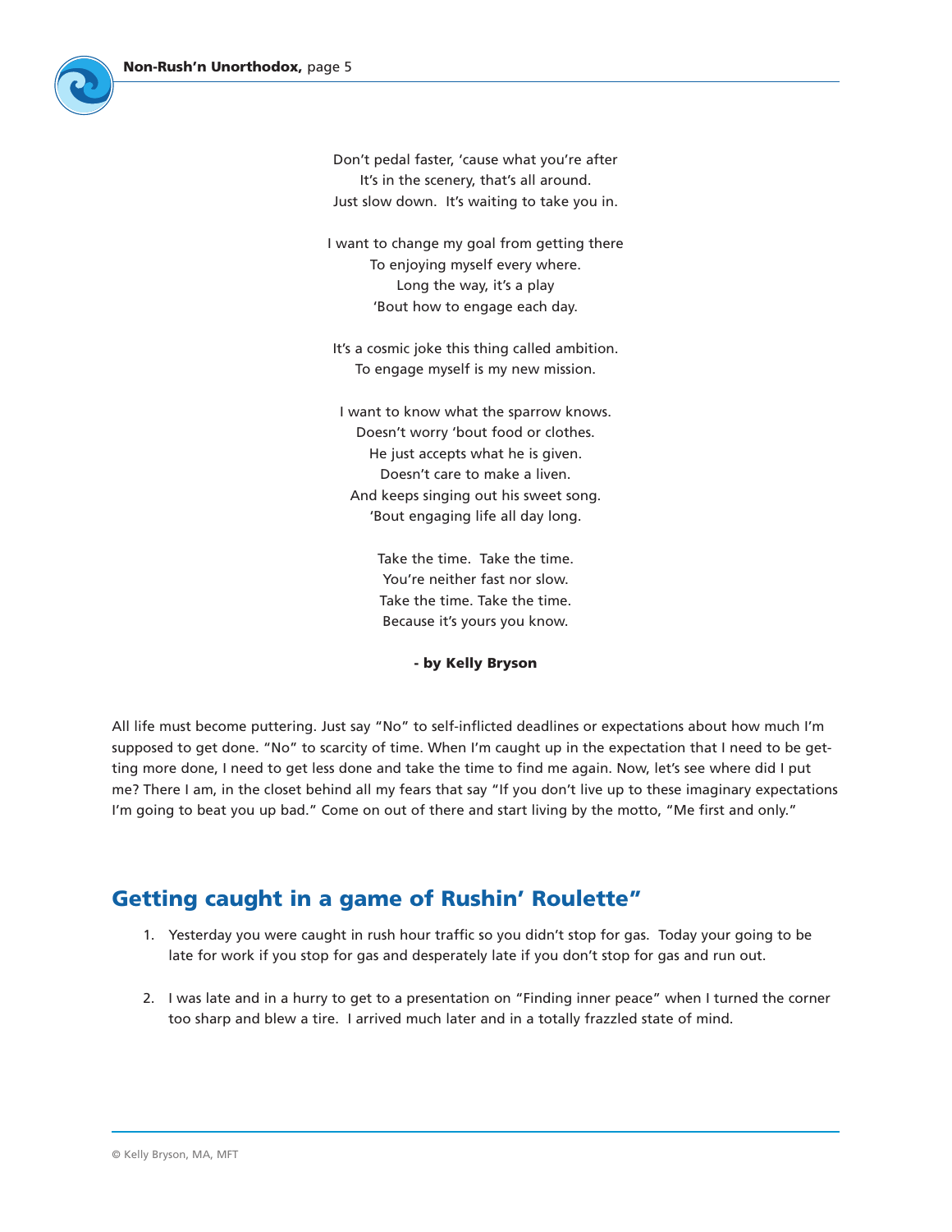Don't pedal faster, 'cause what you're after  
It's in the scenery, that's all around.  
Just slow down.  It's waiting to take you in.

I want to change my goal from getting there  
To enjoying myself every where.  
Long the way, it's a play  
'Bout how to engage each day.

It's a cosmic joke this thing called ambition.  
To engage myself is my new mission.

I want to know what the sparrow knows.  
Doesn't worry 'bout food or clothes.  
He just accepts what he is given.  
Doesn't care to make a liven.  
And keeps singing out his sweet song.  
'Bout engaging life all day long.

Take the time.  Take the time.  
You're neither fast nor slow.  
Take the time. Take the time.  
Because it's yours you know.

**- by Kelly Bryson**

All life must become puttering. Just say "No" to self-inflicted deadlines or expectations about how much I'm supposed to get done. "No" to scarcity of time. When I'm caught up in the expectation that I need to be getting more done, I need to get less done and take the time to find me again. Now, let's see where did I put me? There I am, in the closet behind all my fears that say "If you don't live up to these imaginary expectations I'm going to beat you up bad." Come on out of there and start living by the motto, "Me first and only."

## Getting caught in a game of Rushin' Roulette"

1. Yesterday you were caught in rush hour traffic so you didn't stop for gas.  Today your going to be late for work if you stop for gas and desperately late if you don't stop for gas and run out.

2. I was late and in a hurry to get to a presentation on "Finding inner peace" when I turned the corner too sharp and blew a tire.  I arrived much later and in a totally frazzled state of mind.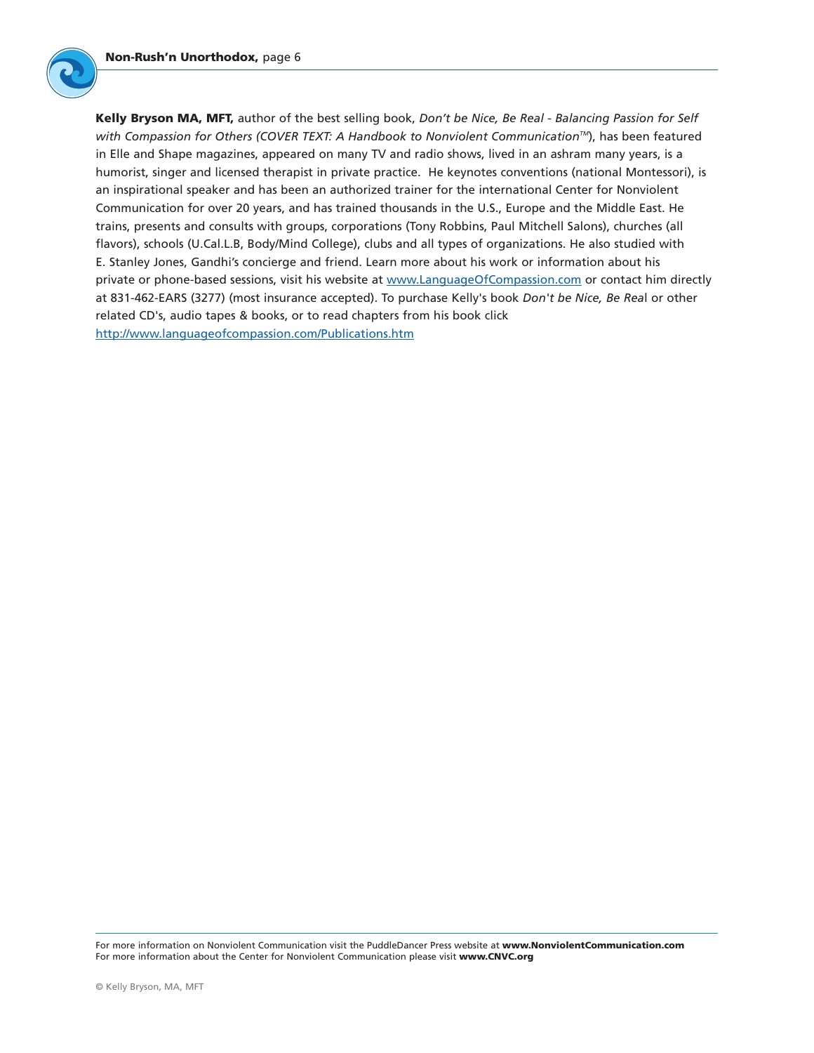**Kelly Bryson MA, MFT,** author of the best selling book, *Don't be Nice, Be Real - Balancing Passion for Self with Compassion for Others (COVER TEXT: A Handbook to Nonviolent Communication™)*, has been featured in Elle and Shape magazines, appeared on many TV and radio shows, lived in an ashram many years, is a humorist, singer and licensed therapist in private practice. He keynotes conventions (national Montessori), is an inspirational speaker and has been an authorized trainer for the international Center for Nonviolent Communication for over 20 years, and has trained thousands in the U.S., Europe and the Middle East. He trains, presents and consults with groups, corporations (Tony Robbins, Paul Mitchell Salons), churches (all flavors), schools (U.Cal.L.B, Body/Mind College), clubs and all types of organizations. He also studied with E. Stanley Jones, Gandhi's concierge and friend. Learn more about his work or information about his private or phone-based sessions, visit his website at [www.LanguageOfCompassion.com](http://www.LanguageOfCompassion.com) or contact him directly at 831-462-EARS (3277) (most insurance accepted). To purchase Kelly's book *Don't be Nice, Be Rea*l or other related CD's, audio tapes & books, or to read chapters from his book click [http://www.languageofcompassion.com/Publications.htm](http://www.languageofcompassion.com/Publications.htm)

For more information on Nonviolent Communication visit the PuddleDancer Press website at **www.NonviolentCommunication.com**
For more information about the Center for Nonviolent Communication please visit **www.CNVC.org**

© Kelly Bryson, MA, MFT